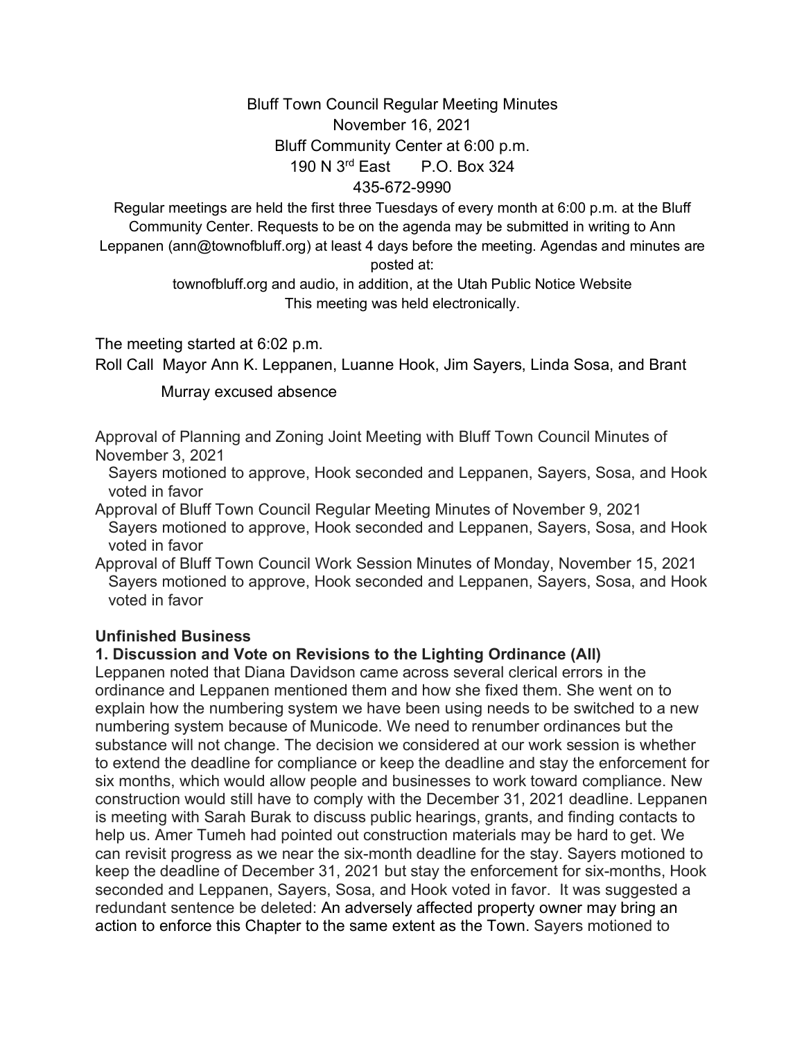# Bluff Town Council Regular Meeting Minutes

November 16, 2021
Bluff Community Center at 6:00 p.m.
190 N 3rd East P.O. Box 324
435-672-9990

Regular meetings are held the first three Tuesdays of every month at 6:00 p.m. at the Bluff Community Center. Requests to be on the agenda may be submitted in writing to Ann Leppanen (ann@townofbluff.org) at least 4 days before the meeting. Agendas and minutes are posted at:
townofbluff.org and audio, in addition, at the Utah Public Notice Website
This meeting was held electronically.

The meeting started at 6:02 p.m.

Roll Call Mayor Ann K. Leppanen, Luanne Hook, Jim Sayers, Linda Sosa, and Brant Murray excused absence

Approval of Planning and Zoning Joint Meeting with Bluff Town Council Minutes of November 3, 2021
Sayers motioned to approve, Hook seconded and Leppanen, Sayers, Sosa, and Hook voted in favor

Approval of Bluff Town Council Regular Meeting Minutes of November 9, 2021
Sayers motioned to approve, Hook seconded and Leppanen, Sayers, Sosa, and Hook voted in favor

Approval of Bluff Town Council Work Session Minutes of Monday, November 15, 2021
Sayers motioned to approve, Hook seconded and Leppanen, Sayers, Sosa, and Hook voted in favor

## Unfinished Business

### 1. Discussion and Vote on Revisions to the Lighting Ordinance (All)

Leppanen noted that Diana Davidson came across several clerical errors in the ordinance and Leppanen mentioned them and how she fixed them. She went on to explain how the numbering system we have been using needs to be switched to a new numbering system because of Municode. We need to renumber ordinances but the substance will not change. The decision we considered at our work session is whether to extend the deadline for compliance or keep the deadline and stay the enforcement for six months, which would allow people and businesses to work toward compliance. New construction would still have to comply with the December 31, 2021 deadline. Leppanen is meeting with Sarah Burak to discuss public hearings, grants, and finding contacts to help us. Amer Tumeh had pointed out construction materials may be hard to get. We can revisit progress as we near the six-month deadline for the stay. Sayers motioned to keep the deadline of December 31, 2021 but stay the enforcement for six-months, Hook seconded and Leppanen, Sayers, Sosa, and Hook voted in favor. It was suggested a redundant sentence be deleted: An adversely affected property owner may bring an action to enforce this Chapter to the same extent as the Town. Sayers motioned to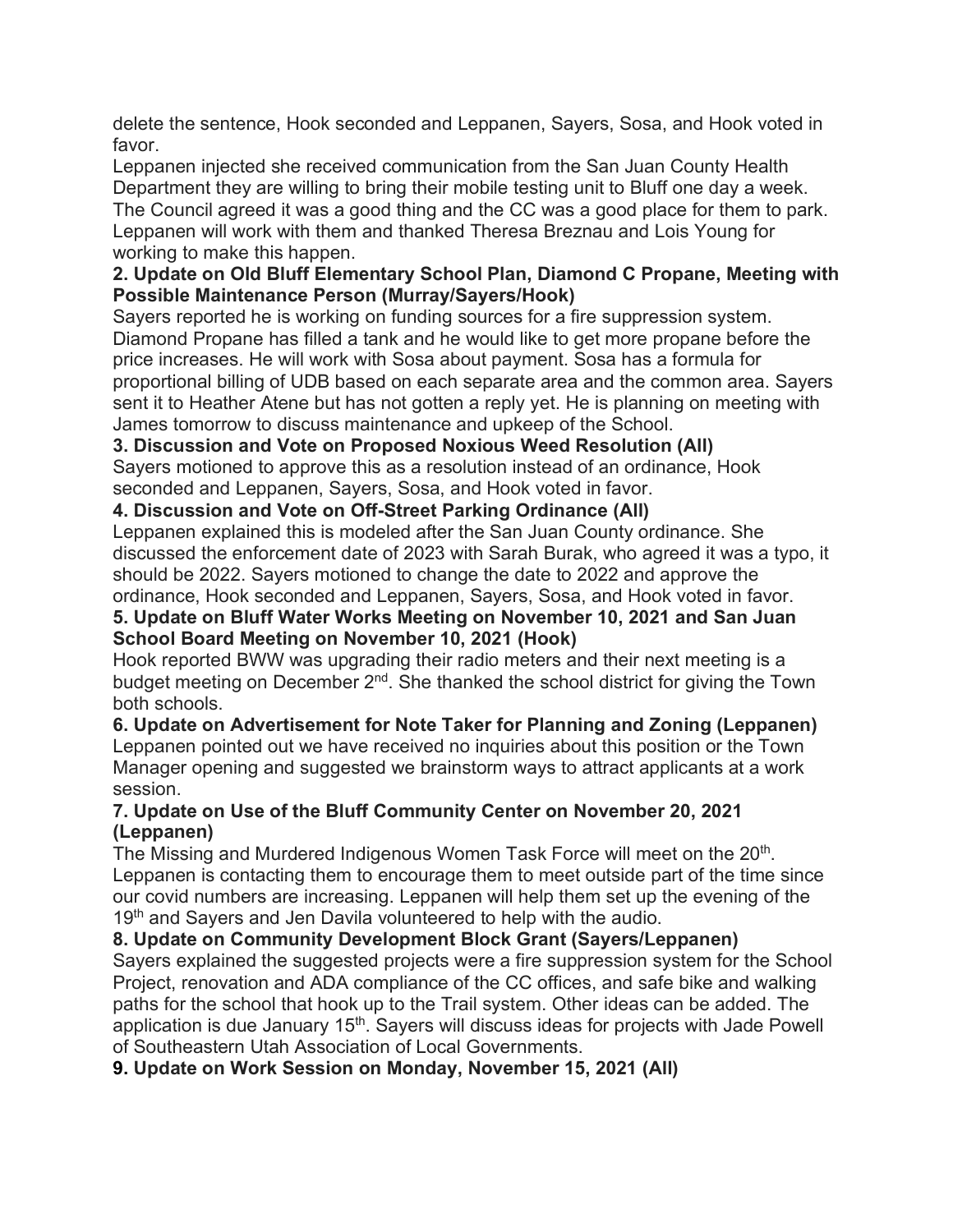delete the sentence, Hook seconded and Leppanen, Sayers, Sosa, and Hook voted in favor.

Leppanen injected she received communication from the San Juan County Health Department they are willing to bring their mobile testing unit to Bluff one day a week. The Council agreed it was a good thing and the CC was a good place for them to park. Leppanen will work with them and thanked Theresa Breznau and Lois Young for working to make this happen.

**2. Update on Old Bluff Elementary School Plan, Diamond C Propane, Meeting with Possible Maintenance Person (Murray/Sayers/Hook)**

Sayers reported he is working on funding sources for a fire suppression system. Diamond Propane has filled a tank and he would like to get more propane before the price increases. He will work with Sosa about payment. Sosa has a formula for proportional billing of UDB based on each separate area and the common area. Sayers sent it to Heather Atene but has not gotten a reply yet. He is planning on meeting with James tomorrow to discuss maintenance and upkeep of the School.

**3. Discussion and Vote on Proposed Noxious Weed Resolution (All)**

Sayers motioned to approve this as a resolution instead of an ordinance, Hook seconded and Leppanen, Sayers, Sosa, and Hook voted in favor.

**4. Discussion and Vote on Off-Street Parking Ordinance (All)**

Leppanen explained this is modeled after the San Juan County ordinance. She discussed the enforcement date of 2023 with Sarah Burak, who agreed it was a typo, it should be 2022. Sayers motioned to change the date to 2022 and approve the ordinance, Hook seconded and Leppanen, Sayers, Sosa, and Hook voted in favor.

**5. Update on Bluff Water Works Meeting on November 10, 2021 and San Juan School Board Meeting on November 10, 2021 (Hook)**

Hook reported BWW was upgrading their radio meters and their next meeting is a budget meeting on December 2nd. She thanked the school district for giving the Town both schools.

**6. Update on Advertisement for Note Taker for Planning and Zoning (Leppanen)**

Leppanen pointed out we have received no inquiries about this position or the Town Manager opening and suggested we brainstorm ways to attract applicants at a work session.

**7. Update on Use of the Bluff Community Center on November 20, 2021 (Leppanen)**

The Missing and Murdered Indigenous Women Task Force will meet on the 20th. Leppanen is contacting them to encourage them to meet outside part of the time since our covid numbers are increasing. Leppanen will help them set up the evening of the 19th and Sayers and Jen Davila volunteered to help with the audio.

**8. Update on Community Development Block Grant (Sayers/Leppanen)**

Sayers explained the suggested projects were a fire suppression system for the School Project, renovation and ADA compliance of the CC offices, and safe bike and walking paths for the school that hook up to the Trail system. Other ideas can be added. The application is due January 15th. Sayers will discuss ideas for projects with Jade Powell of Southeastern Utah Association of Local Governments.

**9. Update on Work Session on Monday, November 15, 2021 (All)**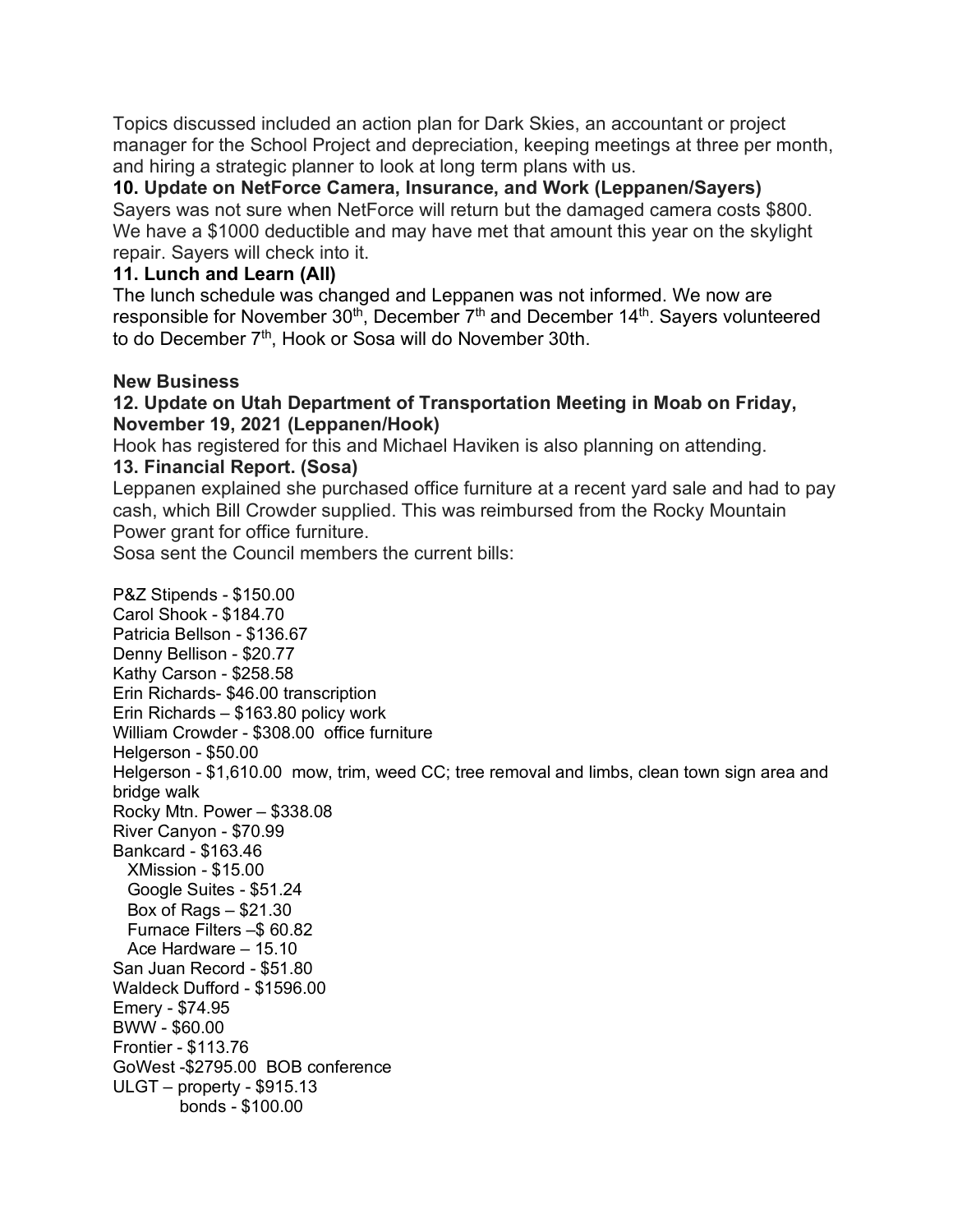Topics discussed included an action plan for Dark Skies, an accountant or project manager for the School Project and depreciation, keeping meetings at three per month, and hiring a strategic planner to look at long term plans with us.

**10. Update on NetForce Camera, Insurance, and Work (Leppanen/Sayers)**

Sayers was not sure when NetForce will return but the damaged camera costs $800. We have a $1000 deductible and may have met that amount this year on the skylight repair. Sayers will check into it.

**11. Lunch and Learn (All)**

The lunch schedule was changed and Leppanen was not informed. We now are responsible for November 30th, December 7th and December 14th. Sayers volunteered to do December 7th, Hook or Sosa will do November 30th.

**New Business**

**12. Update on Utah Department of Transportation Meeting in Moab on Friday, November 19, 2021 (Leppanen/Hook)**

Hook has registered for this and Michael Haviken is also planning on attending.

**13. Financial Report. (Sosa)**

Leppanen explained she purchased office furniture at a recent yard sale and had to pay cash, which Bill Crowder supplied. This was reimbursed from the Rocky Mountain Power grant for office furniture.

Sosa sent the Council members the current bills:

P&Z Stipends - $150.00
Carol Shook - $184.70
Patricia Bellson - $136.67
Denny Bellison - $20.77
Kathy Carson - $258.58
Erin Richards- $46.00 transcription
Erin Richards – $163.80 policy work
William Crowder - $308.00 office furniture
Helgerson - $50.00
Helgerson - $1,610.00 mow, trim, weed CC; tree removal and limbs, clean town sign area and bridge walk
Rocky Mtn. Power – $338.08
River Canyon - $70.99
Bankcard - $163.46
- XMission - $15.00
- Google Suites - $51.24
- Box of Rags – $21.30
- Furnace Filters –$ 60.82
- Ace Hardware – 15.10

San Juan Record - $51.80
Waldeck Dufford - $1596.00
Emery - $74.95
BWW - $60.00
Frontier - $113.76
GoWest -$2795.00 BOB conference
ULGT – property - $915.13
bonds - $100.00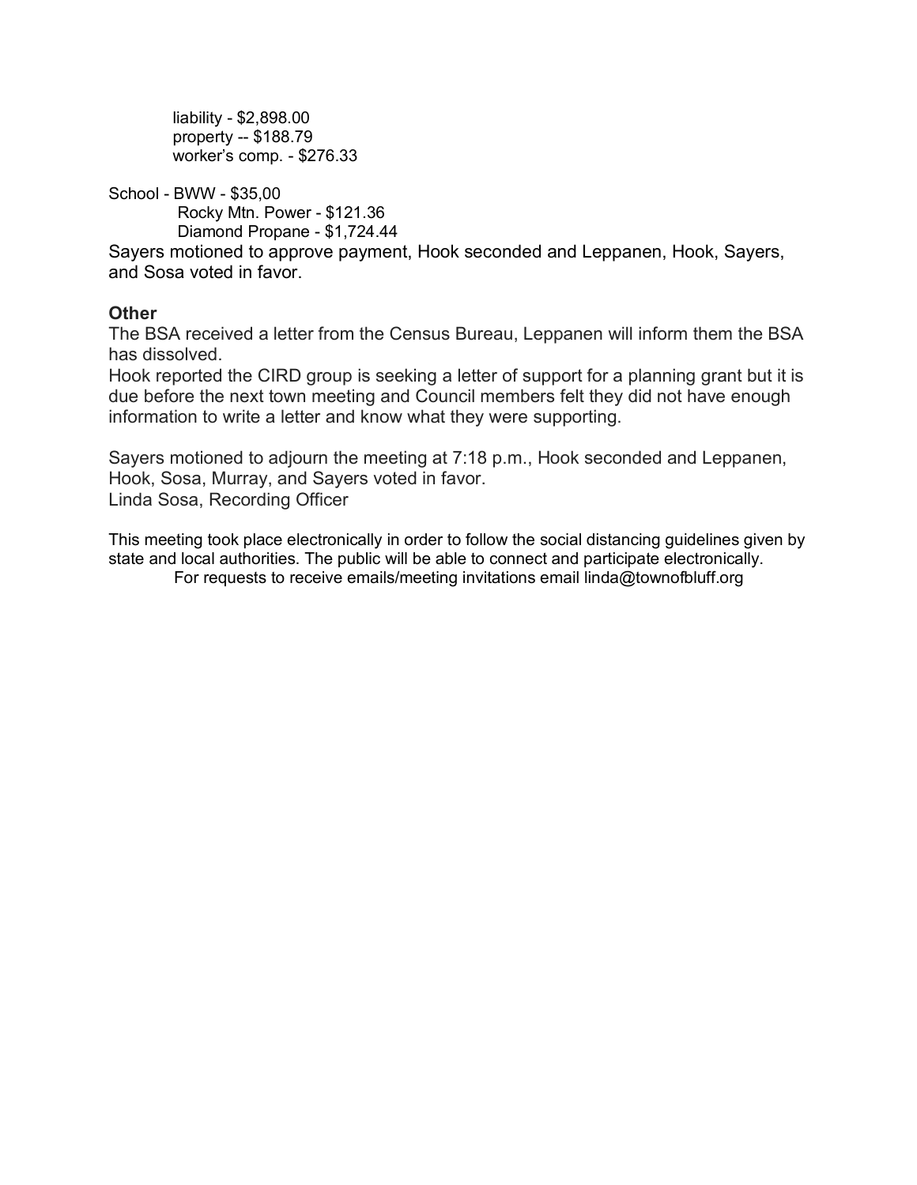liability - $2,898.00
property -- $188.79
worker's comp. - $276.33

School - BWW - $35,00
Rocky Mtn. Power - $121.36
Diamond Propane - $1,724.44

Sayers motioned to approve payment, Hook seconded and Leppanen, Hook, Sayers, and Sosa voted in favor.

**Other**

The BSA received a letter from the Census Bureau, Leppanen will inform them the BSA has dissolved.

Hook reported the CIRD group is seeking a letter of support for a planning grant but it is due before the next town meeting and Council members felt they did not have enough information to write a letter and know what they were supporting.

Sayers motioned to adjourn the meeting at 7:18 p.m., Hook seconded and Leppanen, Hook, Sosa, Murray, and Sayers voted in favor.

Linda Sosa, Recording Officer

This meeting took place electronically in order to follow the social distancing guidelines given by state and local authorities. The public will be able to connect and participate electronically.

For requests to receive emails/meeting invitations email linda@townofbluff.org